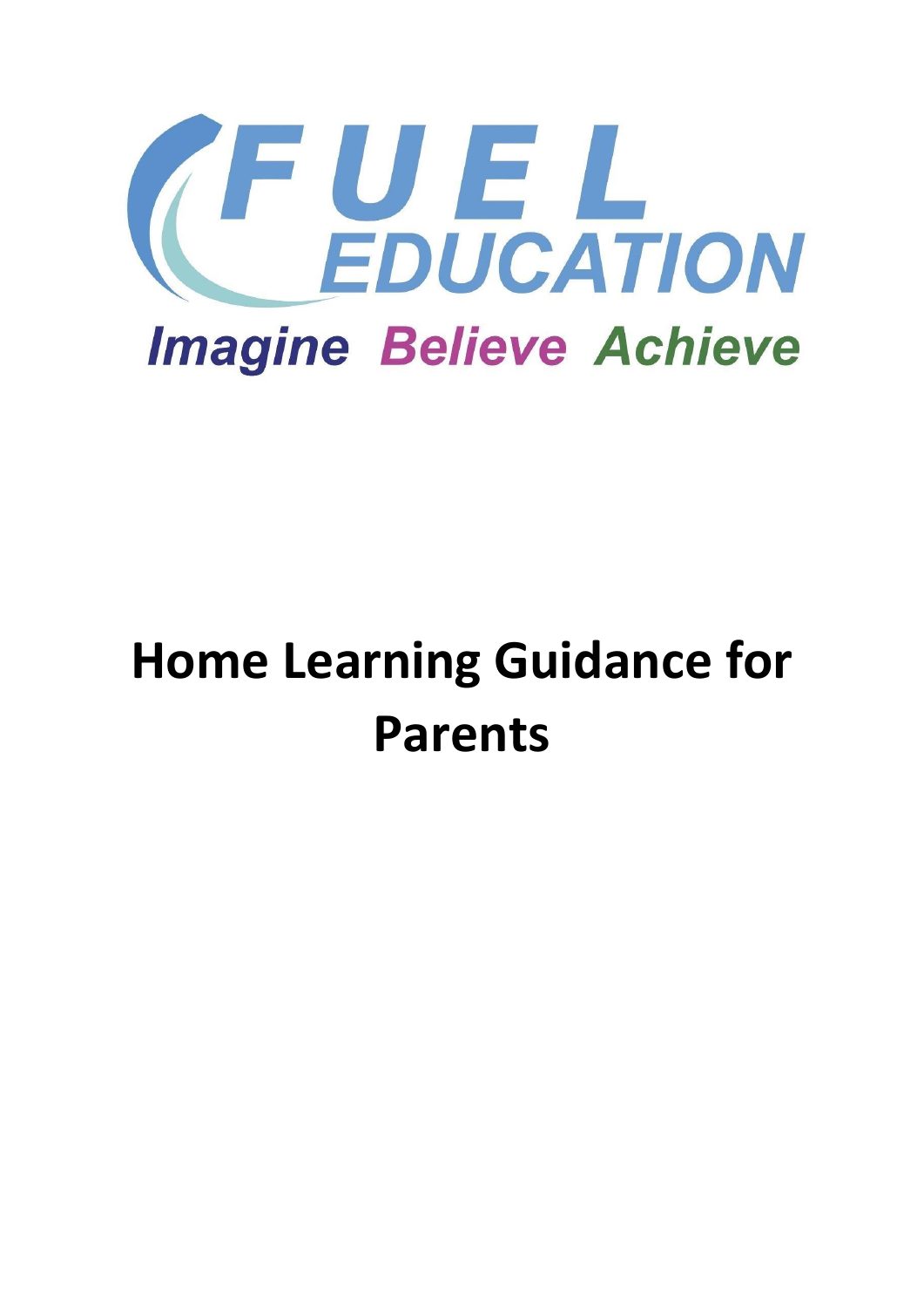FUEL EDUCATION

Imagine Believe Achieve

# Home Learning Guidance for Parents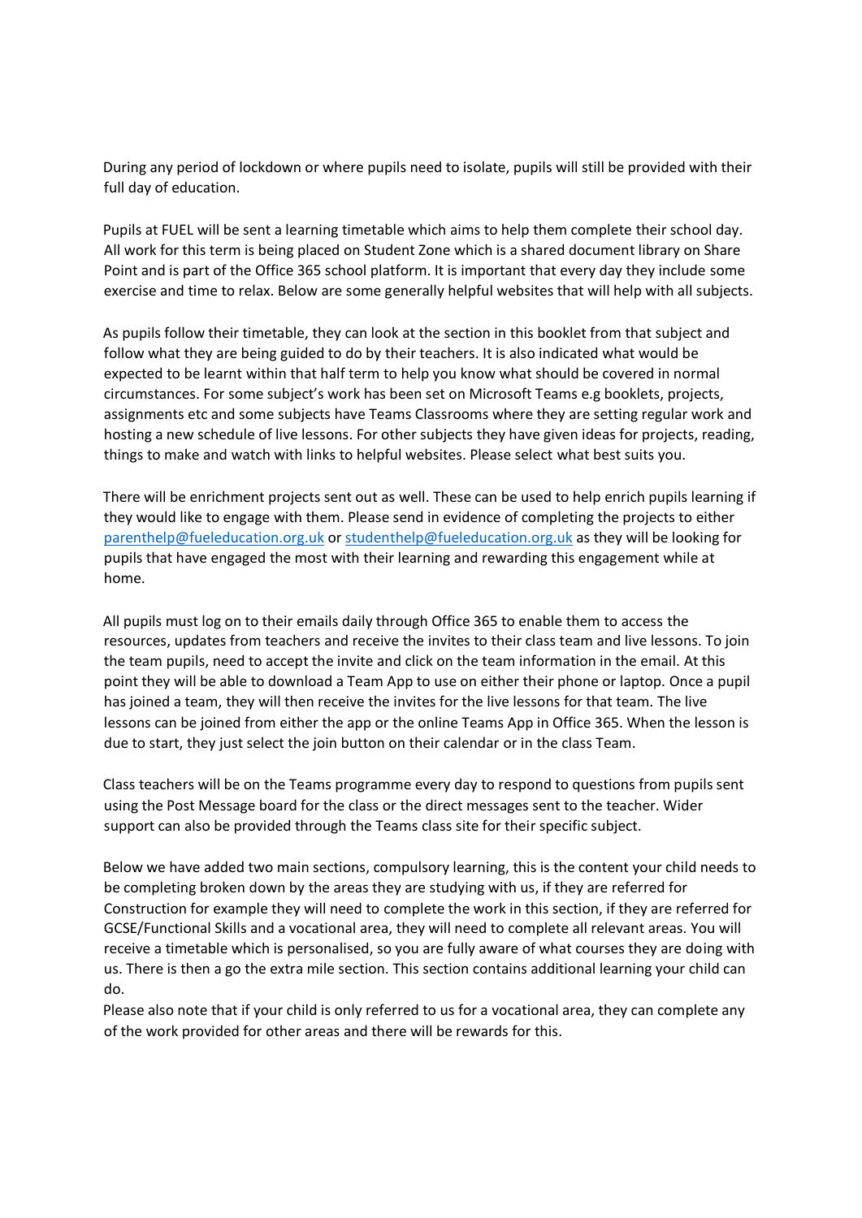During any period of lockdown or where pupils need to isolate, pupils will still be provided with their full day of education.

Pupils at FUEL will be sent a learning timetable which aims to help them complete their school day. All work for this term is being placed on Student Zone which is a shared document library on Share Point and is part of the Office 365 school platform. It is important that every day they include some exercise and time to relax. Below are some generally helpful websites that will help with all subjects.

As pupils follow their timetable, they can look at the section in this booklet from that subject and follow what they are being guided to do by their teachers. It is also indicated what would be expected to be learnt within that half term to help you know what should be covered in normal circumstances. For some subject's work has been set on Microsoft Teams e.g booklets, projects, assignments etc and some subjects have Teams Classrooms where they are setting regular work and hosting a new schedule of live lessons. For other subjects they have given ideas for projects, reading, things to make and watch with links to helpful websites. Please select what best suits you.

There will be enrichment projects sent out as well. These can be used to help enrich pupils learning if they would like to engage with them. Please send in evidence of completing the projects to either parenthelp@fueleducation.org.uk or studenthelp@fueleducation.org.uk as they will be looking for pupils that have engaged the most with their learning and rewarding this engagement while at home.

All pupils must log on to their emails daily through Office 365 to enable them to access the resources, updates from teachers and receive the invites to their class team and live lessons. To join the team pupils, need to accept the invite and click on the team information in the email. At this point they will be able to download a Team App to use on either their phone or laptop. Once a pupil has joined a team, they will then receive the invites for the live lessons for that team. The live lessons can be joined from either the app or the online Teams App in Office 365. When the lesson is due to start, they just select the join button on their calendar or in the class Team.

Class teachers will be on the Teams programme every day to respond to questions from pupils sent using the Post Message board for the class or the direct messages sent to the teacher. Wider support can also be provided through the Teams class site for their specific subject.

Below we have added two main sections, compulsory learning, this is the content your child needs to be completing broken down by the areas they are studying with us, if they are referred for Construction for example they will need to complete the work in this section, if they are referred for GCSE/Functional Skills and a vocational area, they will need to complete all relevant areas. You will receive a timetable which is personalised, so you are fully aware of what courses they are doing with us. There is then a go the extra mile section. This section contains additional learning your child can do.

Please also note that if your child is only referred to us for a vocational area, they can complete any of the work provided for other areas and there will be rewards for this.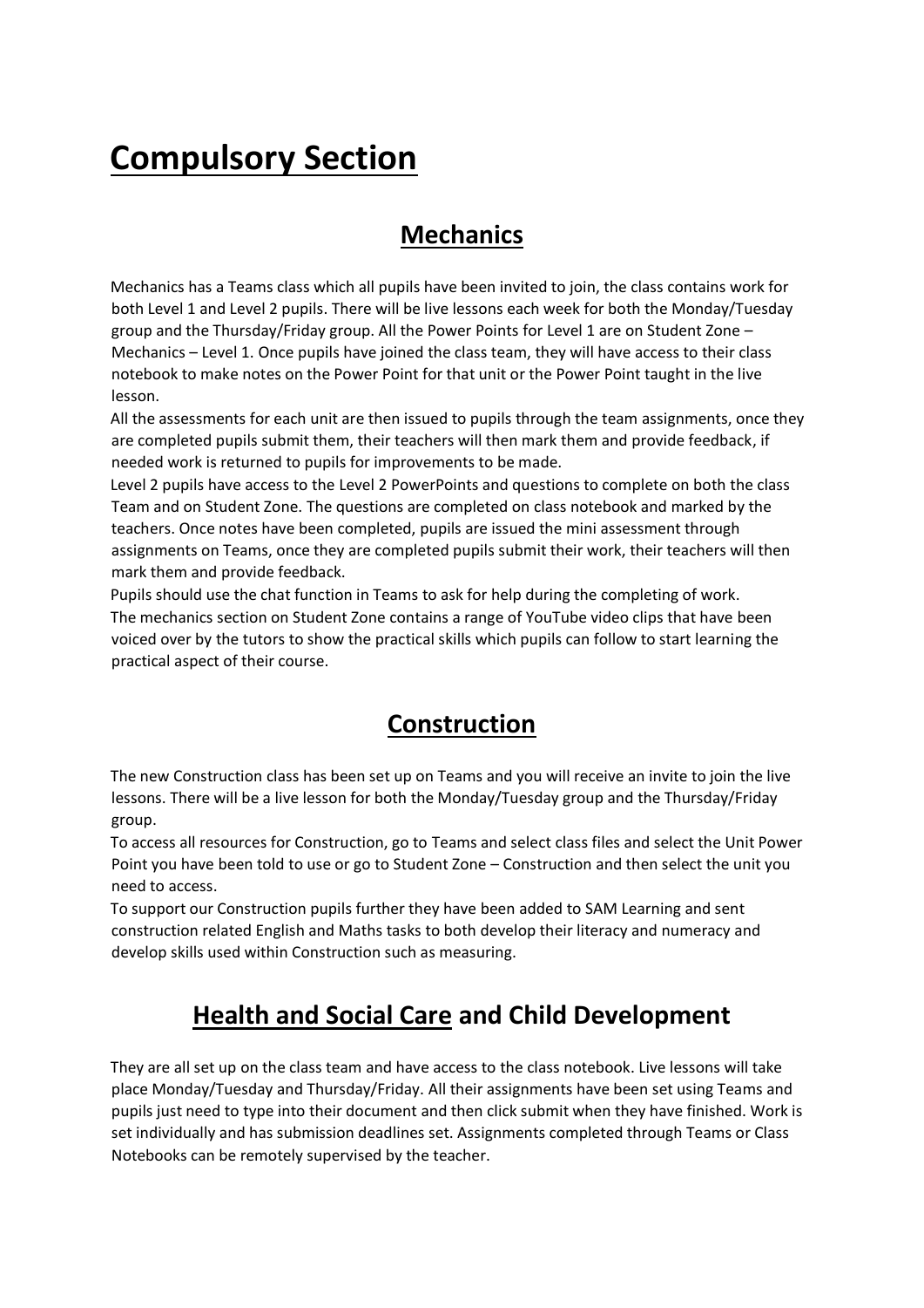# Compulsory Section

## Mechanics

Mechanics has a Teams class which all pupils have been invited to join, the class contains work for both Level 1 and Level 2 pupils. There will be live lessons each week for both the Monday/Tuesday group and the Thursday/Friday group. All the Power Points for Level 1 are on Student Zone – Mechanics – Level 1. Once pupils have joined the class team, they will have access to their class notebook to make notes on the Power Point for that unit or the Power Point taught in the live lesson.

All the assessments for each unit are then issued to pupils through the team assignments, once they are completed pupils submit them, their teachers will then mark them and provide feedback, if needed work is returned to pupils for improvements to be made.

Level 2 pupils have access to the Level 2 PowerPoints and questions to complete on both the class Team and on Student Zone. The questions are completed on class notebook and marked by the teachers. Once notes have been completed, pupils are issued the mini assessment through assignments on Teams, once they are completed pupils submit their work, their teachers will then mark them and provide feedback.

Pupils should use the chat function in Teams to ask for help during the completing of work.

The mechanics section on Student Zone contains a range of YouTube video clips that have been voiced over by the tutors to show the practical skills which pupils can follow to start learning the practical aspect of their course.

## Construction

The new Construction class has been set up on Teams and you will receive an invite to join the live lessons. There will be a live lesson for both the Monday/Tuesday group and the Thursday/Friday group.

To access all resources for Construction, go to Teams and select class files and select the Unit Power Point you have been told to use or go to Student Zone – Construction and then select the unit you need to access.

To support our Construction pupils further they have been added to SAM Learning and sent construction related English and Maths tasks to both develop their literacy and numeracy and develop skills used within Construction such as measuring.

## Health and Social Care and Child Development

They are all set up on the class team and have access to the class notebook. Live lessons will take place Monday/Tuesday and Thursday/Friday. All their assignments have been set using Teams and pupils just need to type into their document and then click submit when they have finished. Work is set individually and has submission deadlines set. Assignments completed through Teams or Class Notebooks can be remotely supervised by the teacher.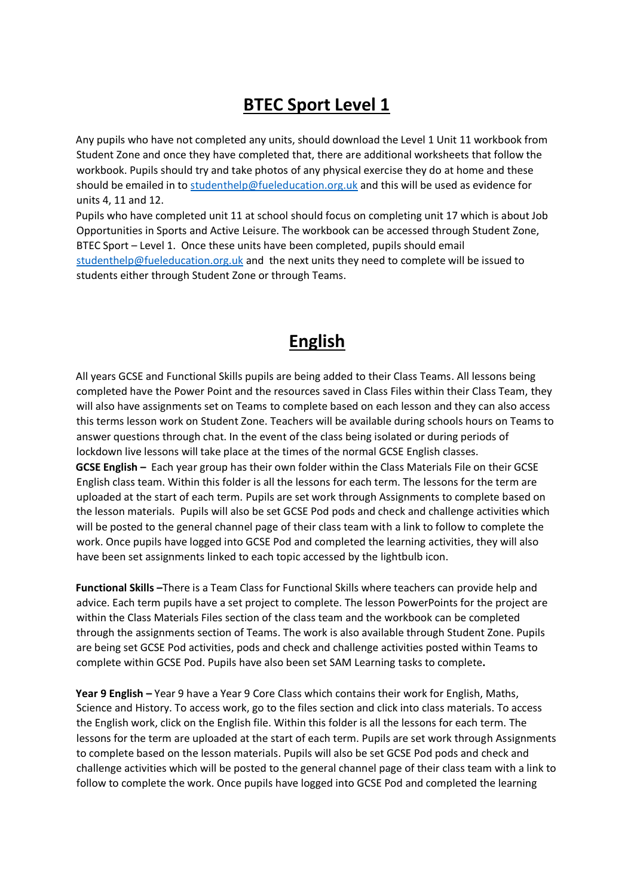# BTEC Sport Level 1

Any pupils who have not completed any units, should download the Level 1 Unit 11 workbook from Student Zone and once they have completed that, there are additional worksheets that follow the workbook. Pupils should try and take photos of any physical exercise they do at home and these should be emailed in to studenthelp@fueleducation.org.uk and this will be used as evidence for units 4, 11 and 12.

Pupils who have completed unit 11 at school should focus on completing unit 17 which is about Job Opportunities in Sports and Active Leisure. The workbook can be accessed through Student Zone, BTEC Sport – Level 1. Once these units have been completed, pupils should email studenthelp@fueleducation.org.uk and the next units they need to complete will be issued to students either through Student Zone or through Teams.

# English

All years GCSE and Functional Skills pupils are being added to their Class Teams. All lessons being completed have the Power Point and the resources saved in Class Files within their Class Team, they will also have assignments set on Teams to complete based on each lesson and they can also access this terms lesson work on Student Zone. Teachers will be available during schools hours on Teams to answer questions through chat. In the event of the class being isolated or during periods of lockdown live lessons will take place at the times of the normal GCSE English classes.

**GCSE English –** Each year group has their own folder within the Class Materials File on their GCSE English class team. Within this folder is all the lessons for each term. The lessons for the term are uploaded at the start of each term. Pupils are set work through Assignments to complete based on the lesson materials. Pupils will also be set GCSE Pod pods and check and challenge activities which will be posted to the general channel page of their class team with a link to follow to complete the work. Once pupils have logged into GCSE Pod and completed the learning activities, they will also have been set assignments linked to each topic accessed by the lightbulb icon.

**Functional Skills –**There is a Team Class for Functional Skills where teachers can provide help and advice. Each term pupils have a set project to complete. The lesson PowerPoints for the project are within the Class Materials Files section of the class team and the workbook can be completed through the assignments section of Teams. The work is also available through Student Zone. Pupils are being set GCSE Pod activities, pods and check and challenge activities posted within Teams to complete within GCSE Pod. Pupils have also been set SAM Learning tasks to complete**.**

**Year 9 English –** Year 9 have a Year 9 Core Class which contains their work for English, Maths, Science and History. To access work, go to the files section and click into class materials. To access the English work, click on the English file. Within this folder is all the lessons for each term. The lessons for the term are uploaded at the start of each term. Pupils are set work through Assignments to complete based on the lesson materials. Pupils will also be set GCSE Pod pods and check and challenge activities which will be posted to the general channel page of their class team with a link to follow to complete the work. Once pupils have logged into GCSE Pod and completed the learning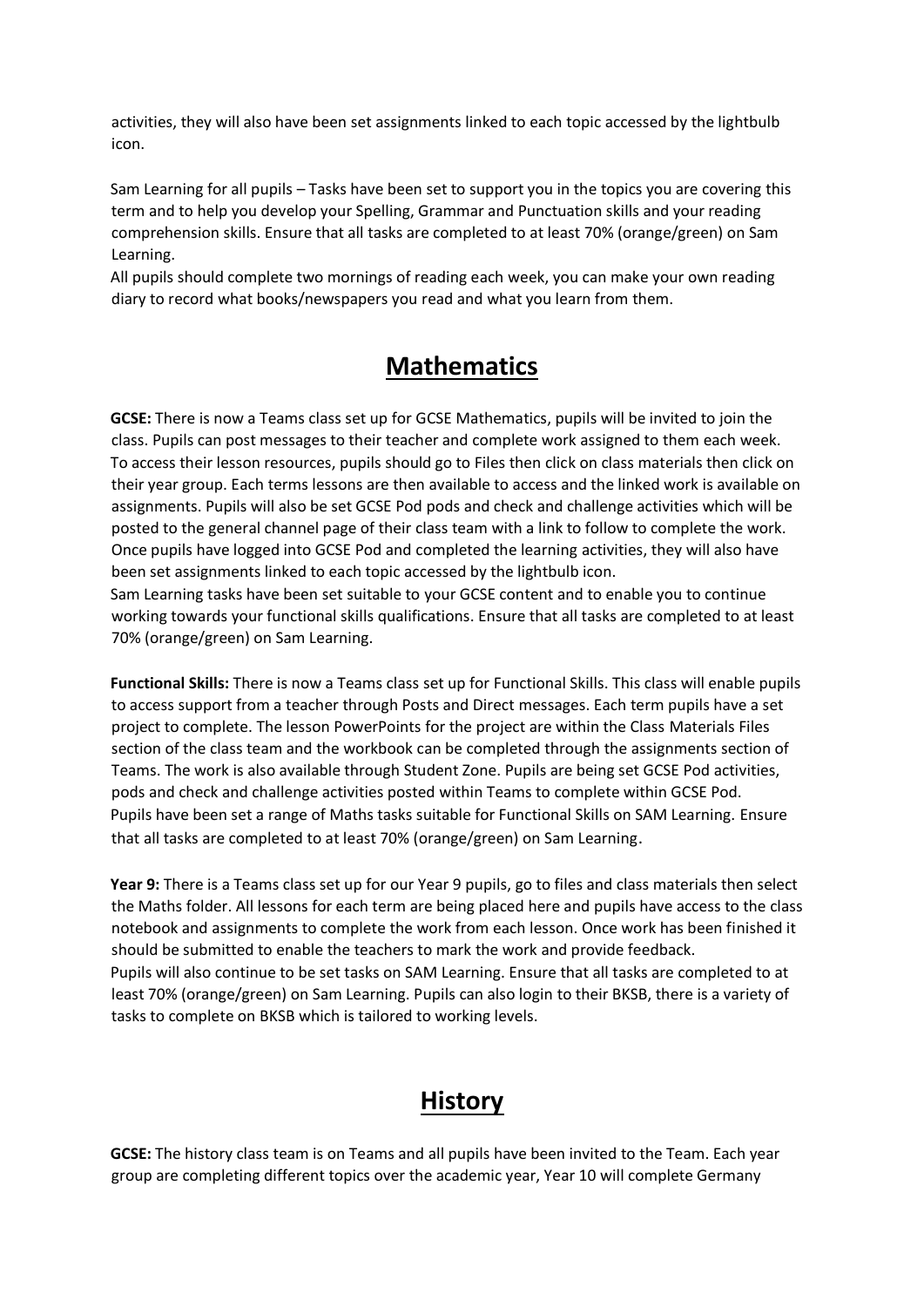activities, they will also have been set assignments linked to each topic accessed by the lightbulb icon.

Sam Learning for all pupils – Tasks have been set to support you in the topics you are covering this term and to help you develop your Spelling, Grammar and Punctuation skills and your reading comprehension skills. Ensure that all tasks are completed to at least 70% (orange/green) on Sam Learning.

All pupils should complete two mornings of reading each week, you can make your own reading diary to record what books/newspapers you read and what you learn from them.

# Mathematics

**GCSE:** There is now a Teams class set up for GCSE Mathematics, pupils will be invited to join the class. Pupils can post messages to their teacher and complete work assigned to them each week. To access their lesson resources, pupils should go to Files then click on class materials then click on their year group. Each terms lessons are then available to access and the linked work is available on assignments. Pupils will also be set GCSE Pod pods and check and challenge activities which will be posted to the general channel page of their class team with a link to follow to complete the work. Once pupils have logged into GCSE Pod and completed the learning activities, they will also have been set assignments linked to each topic accessed by the lightbulb icon.

Sam Learning tasks have been set suitable to your GCSE content and to enable you to continue working towards your functional skills qualifications. Ensure that all tasks are completed to at least 70% (orange/green) on Sam Learning.

**Functional Skills:** There is now a Teams class set up for Functional Skills. This class will enable pupils to access support from a teacher through Posts and Direct messages. Each term pupils have a set project to complete. The lesson PowerPoints for the project are within the Class Materials Files section of the class team and the workbook can be completed through the assignments section of Teams. The work is also available through Student Zone. Pupils are being set GCSE Pod activities, pods and check and challenge activities posted within Teams to complete within GCSE Pod. Pupils have been set a range of Maths tasks suitable for Functional Skills on SAM Learning. Ensure that all tasks are completed to at least 70% (orange/green) on Sam Learning.

**Year 9:** There is a Teams class set up for our Year 9 pupils, go to files and class materials then select the Maths folder. All lessons for each term are being placed here and pupils have access to the class notebook and assignments to complete the work from each lesson. Once work has been finished it should be submitted to enable the teachers to mark the work and provide feedback.

Pupils will also continue to be set tasks on SAM Learning. Ensure that all tasks are completed to at least 70% (orange/green) on Sam Learning. Pupils can also login to their BKSB, there is a variety of tasks to complete on BKSB which is tailored to working levels.

# History

**GCSE:** The history class team is on Teams and all pupils have been invited to the Team. Each year group are completing different topics over the academic year, Year 10 will complete Germany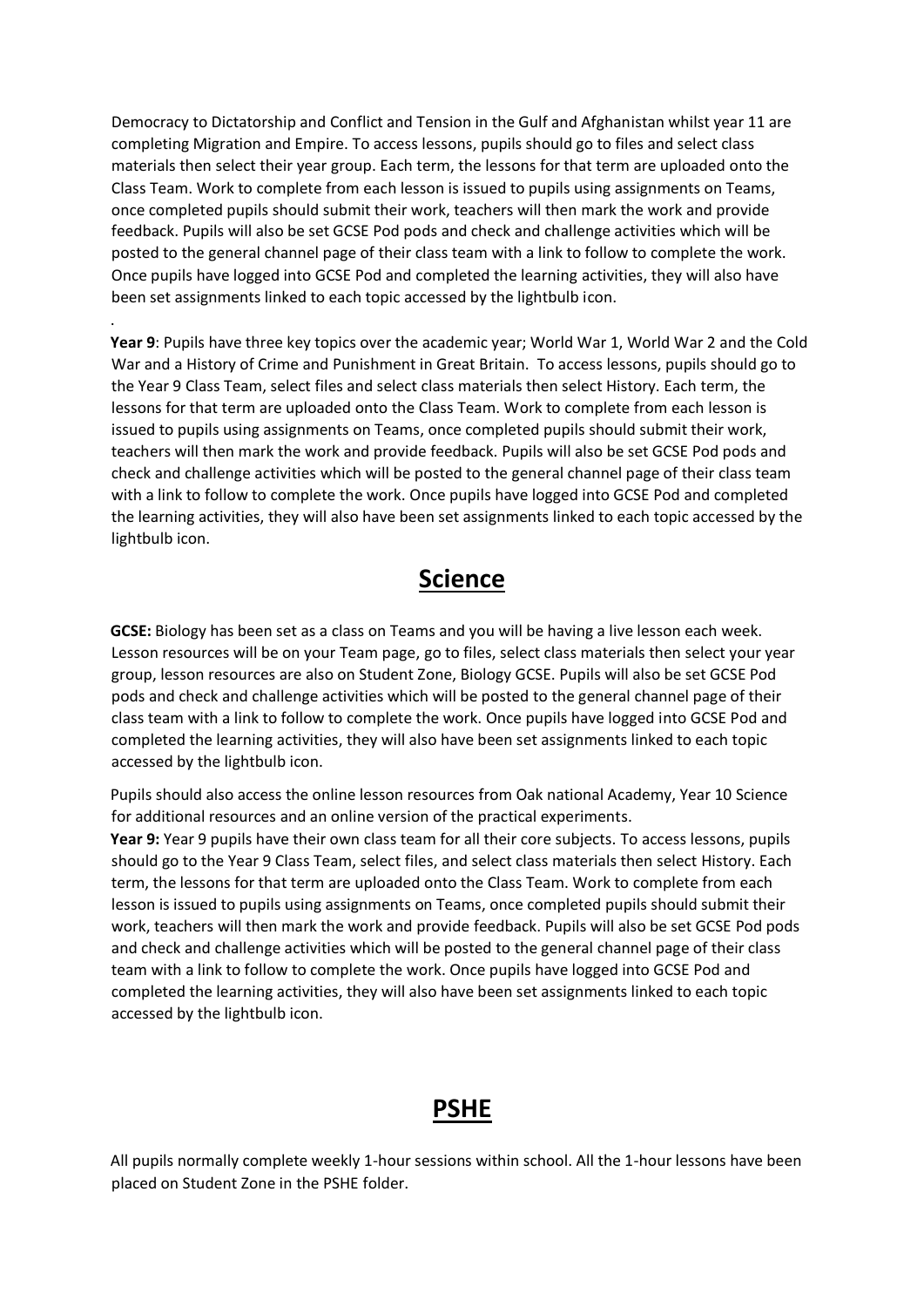Democracy to Dictatorship and Conflict and Tension in the Gulf and Afghanistan whilst year 11 are completing Migration and Empire. To access lessons, pupils should go to files and select class materials then select their year group. Each term, the lessons for that term are uploaded onto the Class Team. Work to complete from each lesson is issued to pupils using assignments on Teams, once completed pupils should submit their work, teachers will then mark the work and provide feedback. Pupils will also be set GCSE Pod pods and check and challenge activities which will be posted to the general channel page of their class team with a link to follow to complete the work. Once pupils have logged into GCSE Pod and completed the learning activities, they will also have been set assignments linked to each topic accessed by the lightbulb icon.

**Year 9**: Pupils have three key topics over the academic year; World War 1, World War 2 and the Cold War and a History of Crime and Punishment in Great Britain. To access lessons, pupils should go to the Year 9 Class Team, select files and select class materials then select History. Each term, the lessons for that term are uploaded onto the Class Team. Work to complete from each lesson is issued to pupils using assignments on Teams, once completed pupils should submit their work, teachers will then mark the work and provide feedback. Pupils will also be set GCSE Pod pods and check and challenge activities which will be posted to the general channel page of their class team with a link to follow to complete the work. Once pupils have logged into GCSE Pod and completed the learning activities, they will also have been set assignments linked to each topic accessed by the lightbulb icon.

## Science

**GCSE:** Biology has been set as a class on Teams and you will be having a live lesson each week. Lesson resources will be on your Team page, go to files, select class materials then select your year group, lesson resources are also on Student Zone, Biology GCSE. Pupils will also be set GCSE Pod pods and check and challenge activities which will be posted to the general channel page of their class team with a link to follow to complete the work. Once pupils have logged into GCSE Pod and completed the learning activities, they will also have been set assignments linked to each topic accessed by the lightbulb icon.

Pupils should also access the online lesson resources from Oak national Academy, Year 10 Science for additional resources and an online version of the practical experiments.

**Year 9:** Year 9 pupils have their own class team for all their core subjects. To access lessons, pupils should go to the Year 9 Class Team, select files, and select class materials then select History. Each term, the lessons for that term are uploaded onto the Class Team. Work to complete from each lesson is issued to pupils using assignments on Teams, once completed pupils should submit their work, teachers will then mark the work and provide feedback. Pupils will also be set GCSE Pod pods and check and challenge activities which will be posted to the general channel page of their class team with a link to follow to complete the work. Once pupils have logged into GCSE Pod and completed the learning activities, they will also have been set assignments linked to each topic accessed by the lightbulb icon.

## PSHE

All pupils normally complete weekly 1-hour sessions within school. All the 1-hour lessons have been placed on Student Zone in the PSHE folder.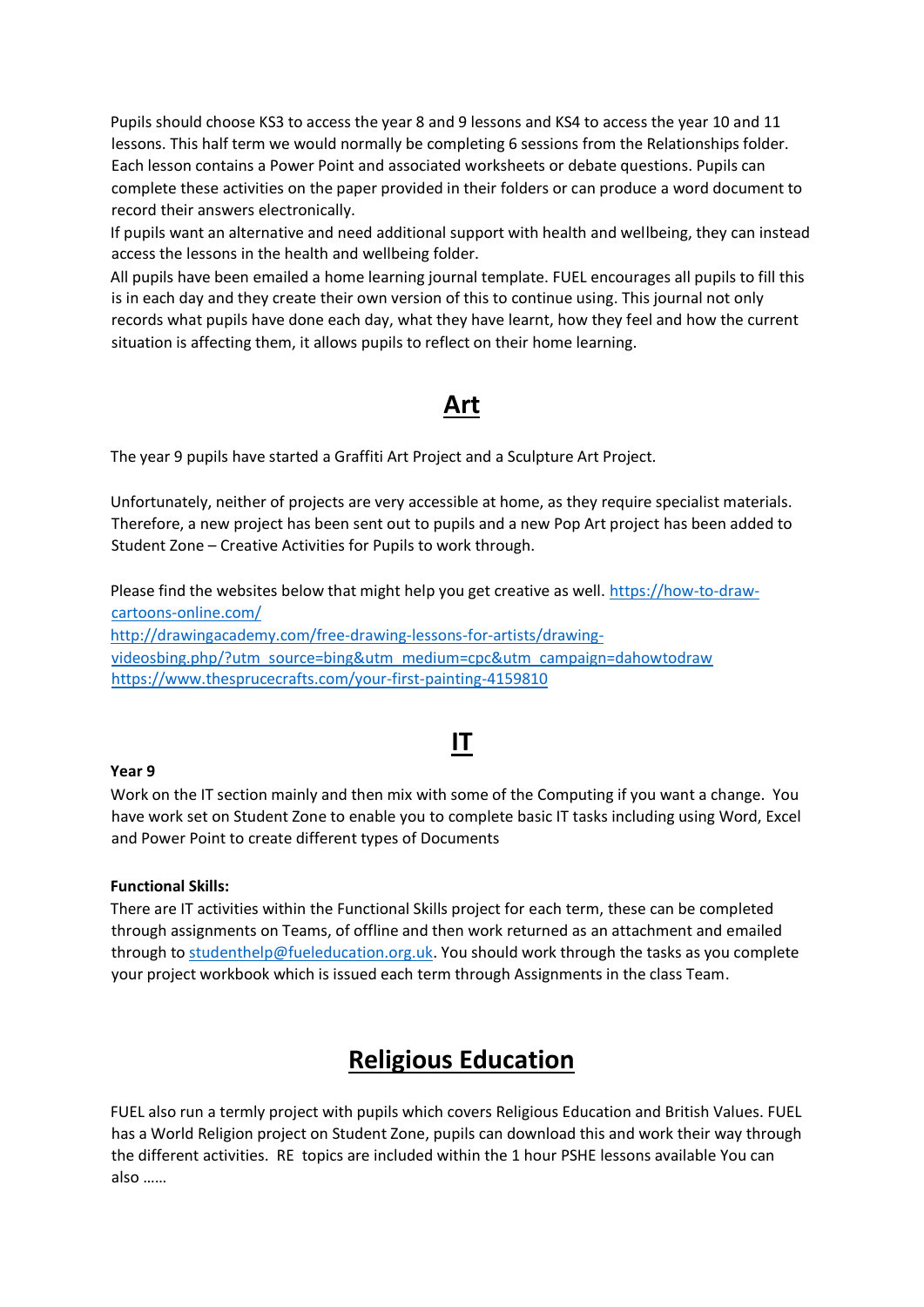Pupils should choose KS3 to access the year 8 and 9 lessons and KS4 to access the year 10 and 11 lessons. This half term we would normally be completing 6 sessions from the Relationships folder. Each lesson contains a Power Point and associated worksheets or debate questions. Pupils can complete these activities on the paper provided in their folders or can produce a word document to record their answers electronically.

If pupils want an alternative and need additional support with health and wellbeing, they can instead access the lessons in the health and wellbeing folder.

All pupils have been emailed a home learning journal template. FUEL encourages all pupils to fill this is in each day and they create their own version of this to continue using. This journal not only records what pupils have done each day, what they have learnt, how they feel and how the current situation is affecting them, it allows pupils to reflect on their home learning.

## Art

The year 9 pupils have started a Graffiti Art Project and a Sculpture Art Project.

Unfortunately, neither of projects are very accessible at home, as they require specialist materials. Therefore, a new project has been sent out to pupils and a new Pop Art project has been added to Student Zone – Creative Activities for Pupils to work through.

Please find the websites below that might help you get creative as well. [https://how-to-draw-cartoons-online.com/](https://how-to-draw-cartoons-online.com/)
[http://drawingacademy.com/free-drawing-lessons-for-artists/drawing-videosbing.php/?utm_source=bing&utm_medium=cpc&utm_campaign=dahowtodraw](http://drawingacademy.com/free-drawing-lessons-for-artists/drawing-videosbing.php/?utm_source=bing&utm_medium=cpc&utm_campaign=dahowtodraw)
[https://www.thesprucecrafts.com/your-first-painting-4159810](https://www.thesprucecrafts.com/your-first-painting-4159810)

## IT

**Year 9**

Work on the IT section mainly and then mix with some of the Computing if you want a change. You have work set on Student Zone to enable you to complete basic IT tasks including using Word, Excel and Power Point to create different types of Documents

**Functional Skills:**

There are IT activities within the Functional Skills project for each term, these can be completed through assignments on Teams, of offline and then work returned as an attachment and emailed through to [studenthelp@fueleducation.org.uk](mailto:studenthelp@fueleducation.org.uk). You should work through the tasks as you complete your project workbook which is issued each term through Assignments in the class Team.

## Religious Education

FUEL also run a termly project with pupils which covers Religious Education and British Values. FUEL has a World Religion project on Student Zone, pupils can download this and work their way through the different activities. RE topics are included within the 1 hour PSHE lessons available You can also ……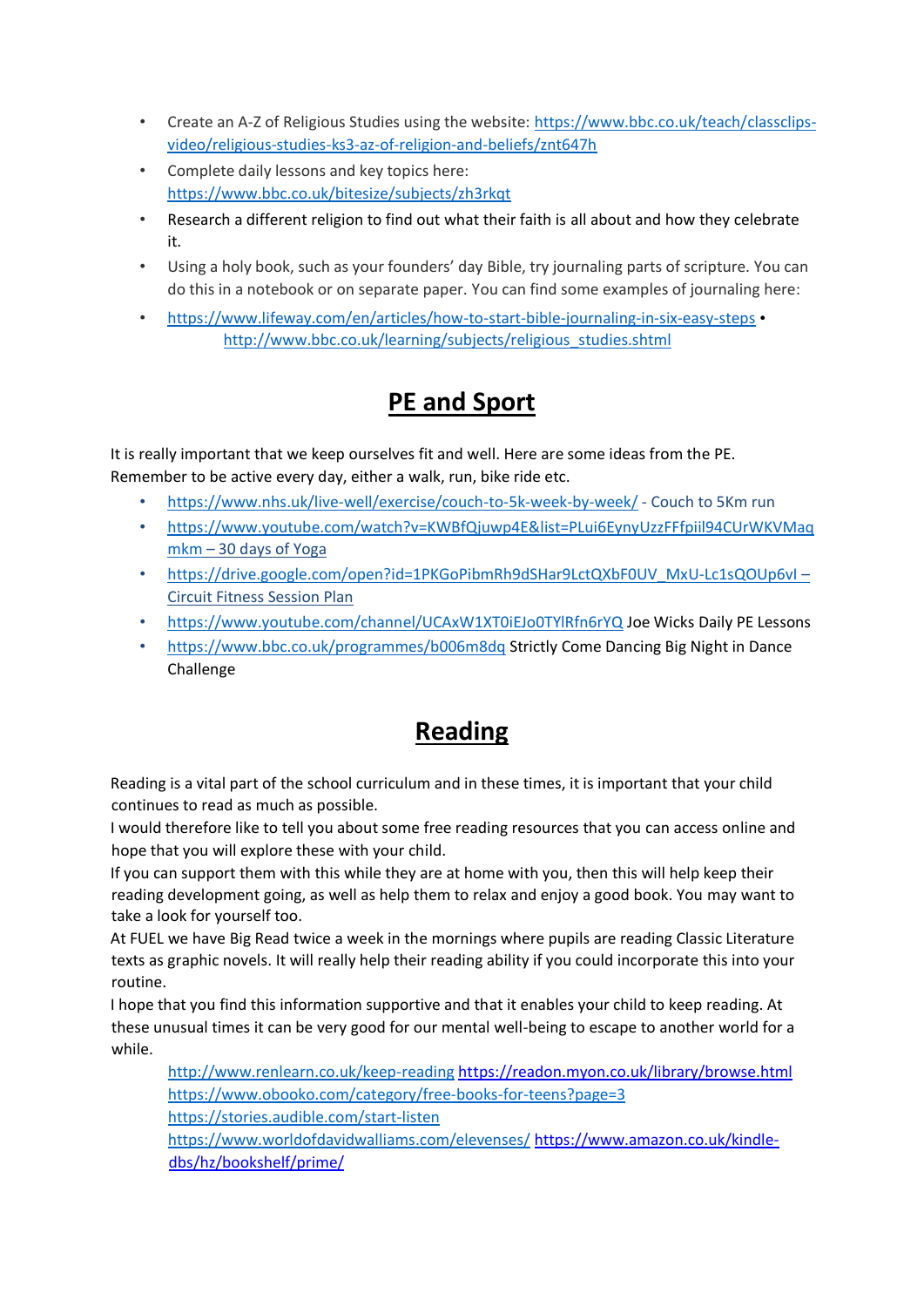- Create an A-Z of Religious Studies using the website: https://www.bbc.co.uk/teach/classclips-video/religious-studies-ks3-az-of-religion-and-beliefs/znt647h
- Complete daily lessons and key topics here: https://www.bbc.co.uk/bitesize/subjects/zh3rkqt
- Research a different religion to find out what their faith is all about and how they celebrate it.
- Using a holy book, such as your founders' day Bible, try journaling parts of scripture. You can do this in a notebook or on separate paper. You can find some examples of journaling here:
- https://www.lifeway.com/en/articles/how-to-start-bible-journaling-in-six-easy-steps • http://www.bbc.co.uk/learning/subjects/religious_studies.shtml

# PE and Sport

It is really important that we keep ourselves fit and well. Here are some ideas from the PE. Remember to be active every day, either a walk, run, bike ride etc.

- https://www.nhs.uk/live-well/exercise/couch-to-5k-week-by-week/ - Couch to 5Km run
- https://www.youtube.com/watch?v=KWBfQjuwp4E&list=PLui6EynyUzzFFfpiil94CUrWKVMaqmkm – 30 days of Yoga
- https://drive.google.com/open?id=1PKGoPibmRh9dSHar9LctQXbF0UV_MxU-Lc1sQOUp6vI – Circuit Fitness Session Plan
- https://www.youtube.com/channel/UCAxW1XT0iEJo0TYlRfn6rYQ Joe Wicks Daily PE Lessons
- https://www.bbc.co.uk/programmes/b006m8dq Strictly Come Dancing Big Night in Dance Challenge

# Reading

Reading is a vital part of the school curriculum and in these times, it is important that your child continues to read as much as possible.
I would therefore like to tell you about some free reading resources that you can access online and hope that you will explore these with your child.
If you can support them with this while they are at home with you, then this will help keep their reading development going, as well as help them to relax and enjoy a good book. You may want to take a look for yourself too.
At FUEL we have Big Read twice a week in the mornings where pupils are reading Classic Literature texts as graphic novels. It will really help their reading ability if you could incorporate this into your routine.
I hope that you find this information supportive and that it enables your child to keep reading. At these unusual times it can be very good for our mental well-being to escape to another world for a while.

http://www.renlearn.co.uk/keep-reading https://readon.myon.co.uk/library/browse.html
https://www.obooko.com/category/free-books-for-teens?page=3
https://stories.audible.com/start-listen
https://www.worldofdavidwalliams.com/elevenses/ https://www.amazon.co.uk/kindle-dbs/hz/bookshelf/prime/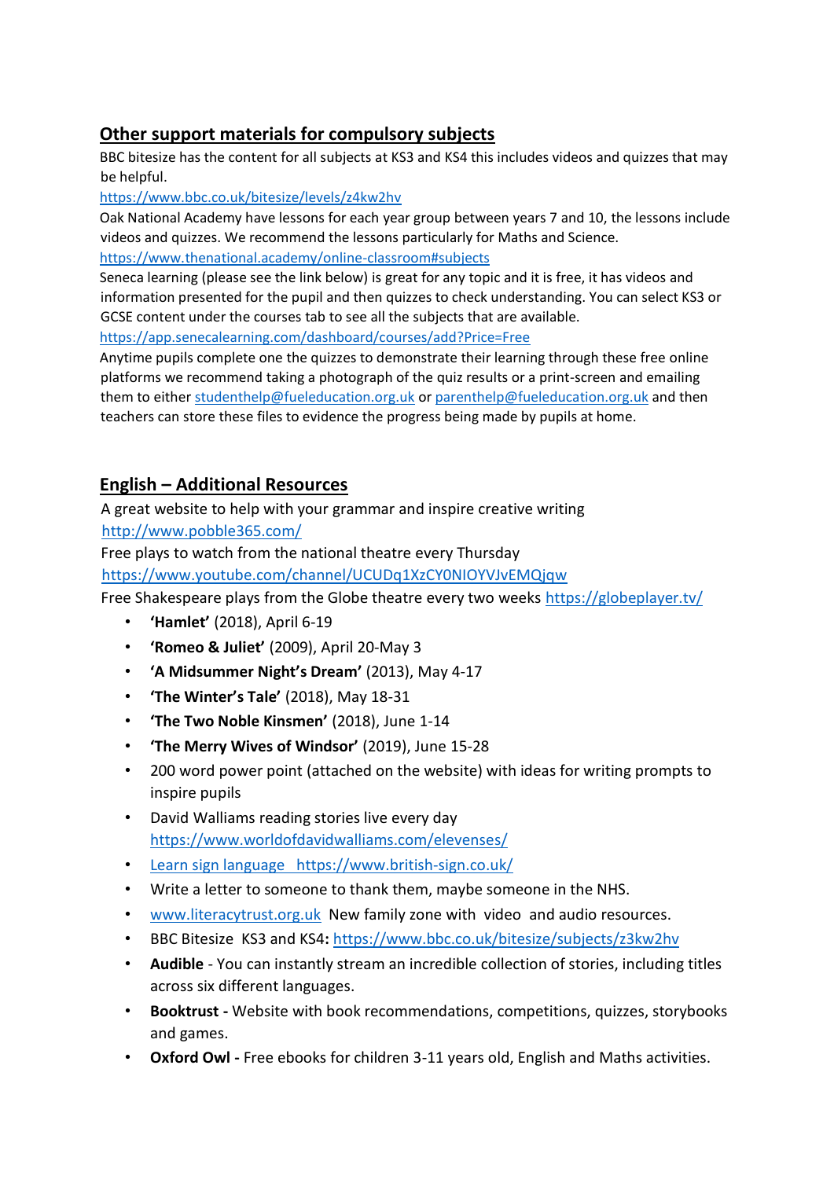## Other support materials for compulsory subjects

BBC bitesize has the content for all subjects at KS3 and KS4 this includes videos and quizzes that may be helpful.

https://www.bbc.co.uk/bitesize/levels/z4kw2hv

Oak National Academy have lessons for each year group between years 7 and 10, the lessons include videos and quizzes. We recommend the lessons particularly for Maths and Science.

https://www.thenational.academy/online-classroom#subjects

Seneca learning (please see the link below) is great for any topic and it is free, it has videos and information presented for the pupil and then quizzes to check understanding. You can select KS3 or GCSE content under the courses tab to see all the subjects that are available.

https://app.senecalearning.com/dashboard/courses/add?Price=Free

Anytime pupils complete one the quizzes to demonstrate their learning through these free online platforms we recommend taking a photograph of the quiz results or a print-screen and emailing them to either studenthelp@fueleducation.org.uk or parenthelp@fueleducation.org.uk and then teachers can store these files to evidence the progress being made by pupils at home.

## English – Additional Resources

A great website to help with your grammar and inspire creative writing
http://www.pobble365.com/

Free plays to watch from the national theatre every Thursday
https://www.youtube.com/channel/UCUDq1XzCY0NIOYVJvEMQjqw

Free Shakespeare plays from the Globe theatre every two weeks https://globeplayer.tv/

- **'Hamlet'** (2018), April 6-19
- **'Romeo & Juliet'** (2009), April 20-May 3
- **'A Midsummer Night's Dream'** (2013), May 4-17
- **'The Winter's Tale'** (2018), May 18-31
- **'The Two Noble Kinsmen'** (2018), June 1-14
- **'The Merry Wives of Windsor'** (2019), June 15-28
- 200 word power point (attached on the website) with ideas for writing prompts to inspire pupils
- David Walliams reading stories live every day https://www.worldofdavidwalliams.com/elevenses/
- Learn sign language https://www.british-sign.co.uk/
- Write a letter to someone to thank them, maybe someone in the NHS.
- www.literacytrust.org.uk New family zone with video and audio resources.
- BBC Bitesize KS3 and KS4**:** https://www.bbc.co.uk/bitesize/subjects/z3kw2hv
- **Audible** - You can instantly stream an incredible collection of stories, including titles across six different languages.
- **Booktrust -** Website with book recommendations, competitions, quizzes, storybooks and games.
- **Oxford Owl -** Free ebooks for children 3-11 years old, English and Maths activities.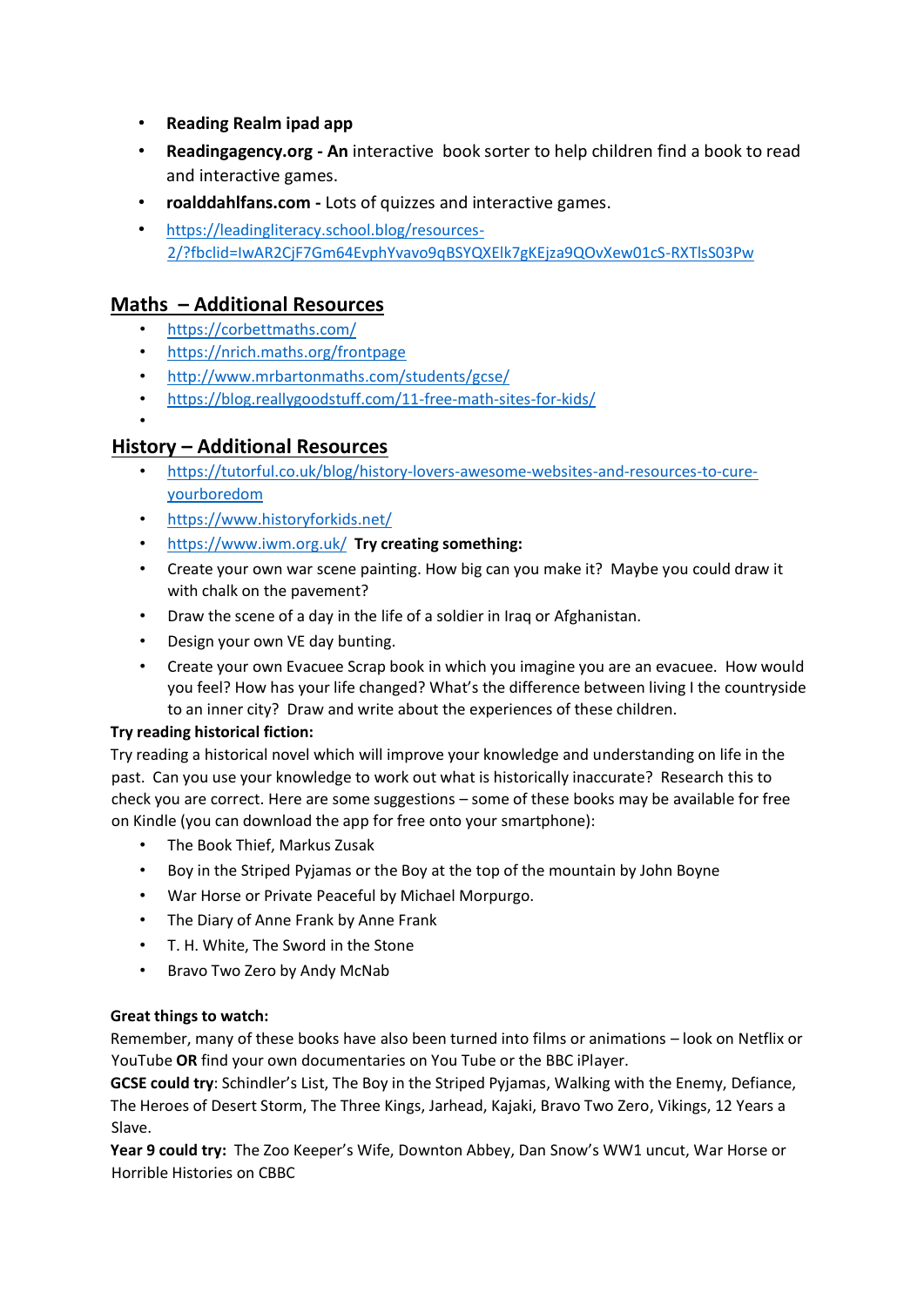- **Reading Realm ipad app**
- **Readingagency.org - An** interactive book sorter to help children find a book to read and interactive games.
- **roalddahlfans.com -** Lots of quizzes and interactive games.
- https://leadingliteracy.school.blog/resources-2/?fbclid=IwAR2CjF7Gm64EvphYvavo9qBSYQXElk7gKEjza9QOvXew01cS-RXTlsS03Pw

## Maths – Additional Resources

- https://corbettmaths.com/
- https://nrich.maths.org/frontpage
- http://www.mrbartonmaths.com/students/gcse/
- https://blog.reallygoodstuff.com/11-free-math-sites-for-kids/

## History – Additional Resources

- https://tutorful.co.uk/blog/history-lovers-awesome-websites-and-resources-to-cure-yourboredom
- https://www.historyforkids.net/
- https://www.iwm.org.uk/ **Try creating something:**
- Create your own war scene painting. How big can you make it? Maybe you could draw it with chalk on the pavement?
- Draw the scene of a day in the life of a soldier in Iraq or Afghanistan.
- Design your own VE day bunting.
- Create your own Evacuee Scrap book in which you imagine you are an evacuee. How would you feel? How has your life changed? What's the difference between living I the countryside to an inner city? Draw and write about the experiences of these children.

**Try reading historical fiction:**

Try reading a historical novel which will improve your knowledge and understanding on life in the past. Can you use your knowledge to work out what is historically inaccurate? Research this to check you are correct. Here are some suggestions – some of these books may be available for free on Kindle (you can download the app for free onto your smartphone):

- The Book Thief, Markus Zusak
- Boy in the Striped Pyjamas or the Boy at the top of the mountain by John Boyne
- War Horse or Private Peaceful by Michael Morpurgo.
- The Diary of Anne Frank by Anne Frank
- T. H. White, The Sword in the Stone
- Bravo Two Zero by Andy McNab

**Great things to watch:**

Remember, many of these books have also been turned into films or animations – look on Netflix or YouTube **OR** find your own documentaries on You Tube or the BBC iPlayer.

**GCSE could try**: Schindler's List, The Boy in the Striped Pyjamas, Walking with the Enemy, Defiance, The Heroes of Desert Storm, The Three Kings, Jarhead, Kajaki, Bravo Two Zero, Vikings, 12 Years a Slave.

**Year 9 could try:** The Zoo Keeper's Wife, Downton Abbey, Dan Snow's WW1 uncut, War Horse or Horrible Histories on CBBC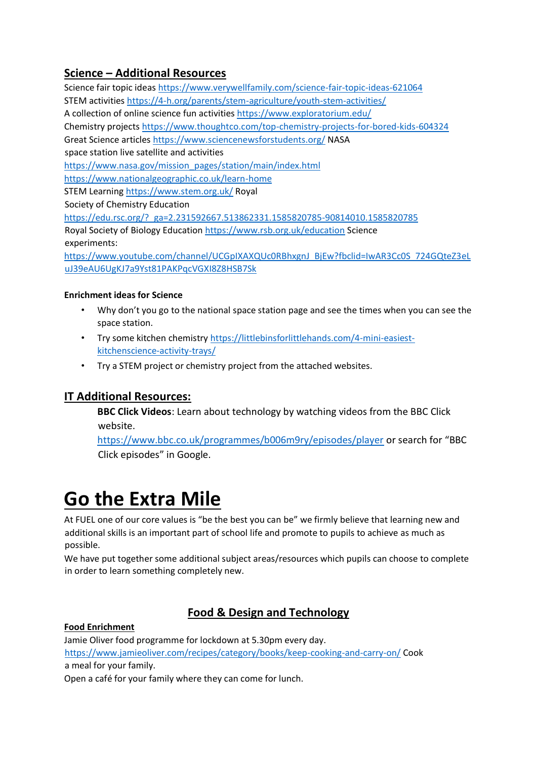## Science – Additional Resources

Science fair topic ideas https://www.verywellfamily.com/science-fair-topic-ideas-621064
STEM activities https://4-h.org/parents/stem-agriculture/youth-stem-activities/
A collection of online science fun activities https://www.exploratorium.edu/
Chemistry projects https://www.thoughtco.com/top-chemistry-projects-for-bored-kids-604324
Great Science articles https://www.sciencenewsforstudents.org/ NASA space station live satellite and activities https://www.nasa.gov/mission_pages/station/main/index.html
https://www.nationalgeographic.co.uk/learn-home
STEM Learning https://www.stem.org.uk/ Royal Society of Chemistry Education https://edu.rsc.org/?_ga=2.231592667.513862331.1585820785-90814010.1585820785
Royal Society of Biology Education https://www.rsb.org.uk/education Science experiments: https://www.youtube.com/channel/UCGpIXAXQUc0RBhxgnJ_BjEw?fbclid=IwAR3Cc0S_724GQteZ3eLuJ39eAU6UgKJ7a9Yst81PAKPqcVGXI8Z8HSB7Sk

**Enrichment ideas for Science**

- Why don't you go to the national space station page and see the times when you can see the space station.
- Try some kitchen chemistry https://littlebinsforlittlehands.com/4-mini-easiest-kitchenscience-activity-trays/
- Try a STEM project or chemistry project from the attached websites.

## IT Additional Resources:

**BBC Click Videos**: Learn about technology by watching videos from the BBC Click website.
https://www.bbc.co.uk/programmes/b006m9ry/episodes/player or search for "BBC Click episodes" in Google.

# Go the Extra Mile

At FUEL one of our core values is "be the best you can be" we firmly believe that learning new and additional skills is an important part of school life and promote to pupils to achieve as much as possible.
We have put together some additional subject areas/resources which pupils can choose to complete in order to learn something completely new.

## Food & Design and Technology

**Food Enrichment**

Jamie Oliver food programme for lockdown at 5.30pm every day.
https://www.jamieoliver.com/recipes/category/books/keep-cooking-and-carry-on/ Cook a meal for your family.
Open a café for your family where they can come for lunch.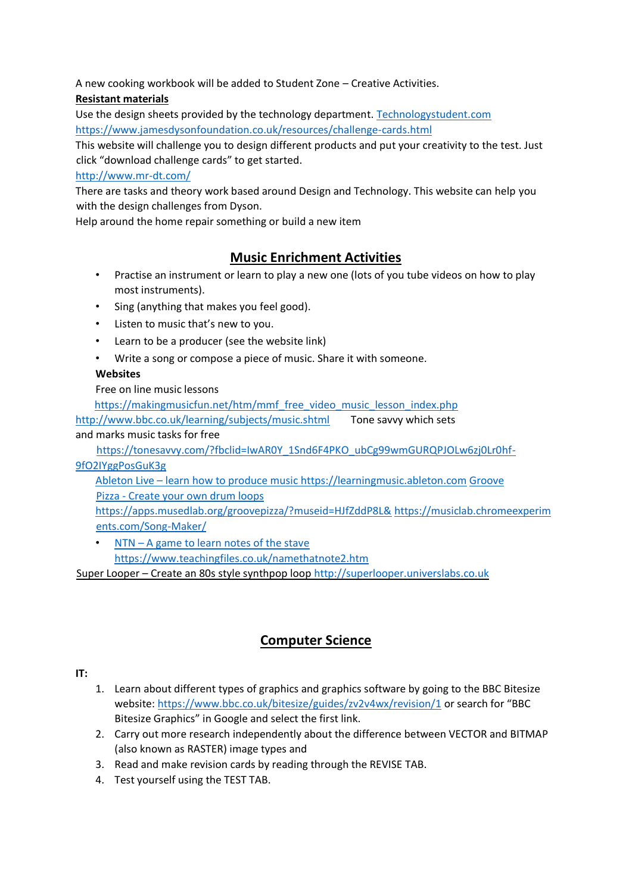A new cooking workbook will be added to Student Zone – Creative Activities.

**Resistant materials**

Use the design sheets provided by the technology department. Technologystudent.com
https://www.jamesdysonfoundation.co.uk/resources/challenge-cards.html

This website will challenge you to design different products and put your creativity to the test. Just click “download challenge cards” to get started.

http://www.mr-dt.com/

There are tasks and theory work based around Design and Technology. This website can help you with the design challenges from Dyson.

Help around the home repair something or build a new item

## Music Enrichment Activities

- Practise an instrument or learn to play a new one (lots of you tube videos on how to play most instruments).
- Sing (anything that makes you feel good).
- Listen to music that’s new to you.
- Learn to be a producer (see the website link)
- Write a song or compose a piece of music. Share it with someone.

**Websites**

Free on line music lessons
https://makingmusicfun.net/htm/mmf_free_video_music_lesson_index.php
http://www.bbc.co.uk/learning/subjects/music.shtml Tone savvy which sets and marks music tasks for free
https://tonesavvy.com/?fbclid=IwAR0Y_1Snd6F4PKO_ubCg99wmGURQPJOLw6zj0Lr0hf-9fO2IYggPosGuK3g
Ableton Live – learn how to produce music https://learningmusic.ableton.com Groove Pizza - Create your own drum loops
https://apps.musedlab.org/groovepizza/?museid=HJfZddP8L& https://musiclab.chromeexperiments.com/Song-Maker/

- NTN – A game to learn notes of the stave
  https://www.teachingfiles.co.uk/namethatnote2.htm

Super Looper – Create an 80s style synthpop loop http://superlooper.universlabs.co.uk

## Computer Science

**IT:**

1. Learn about different types of graphics and graphics software by going to the BBC Bitesize website: https://www.bbc.co.uk/bitesize/guides/zv2v4wx/revision/1 or search for “BBC Bitesize Graphics” in Google and select the first link.
2. Carry out more research independently about the difference between VECTOR and BITMAP (also known as RASTER) image types and
3. Read and make revision cards by reading through the REVISE TAB.
4. Test yourself using the TEST TAB.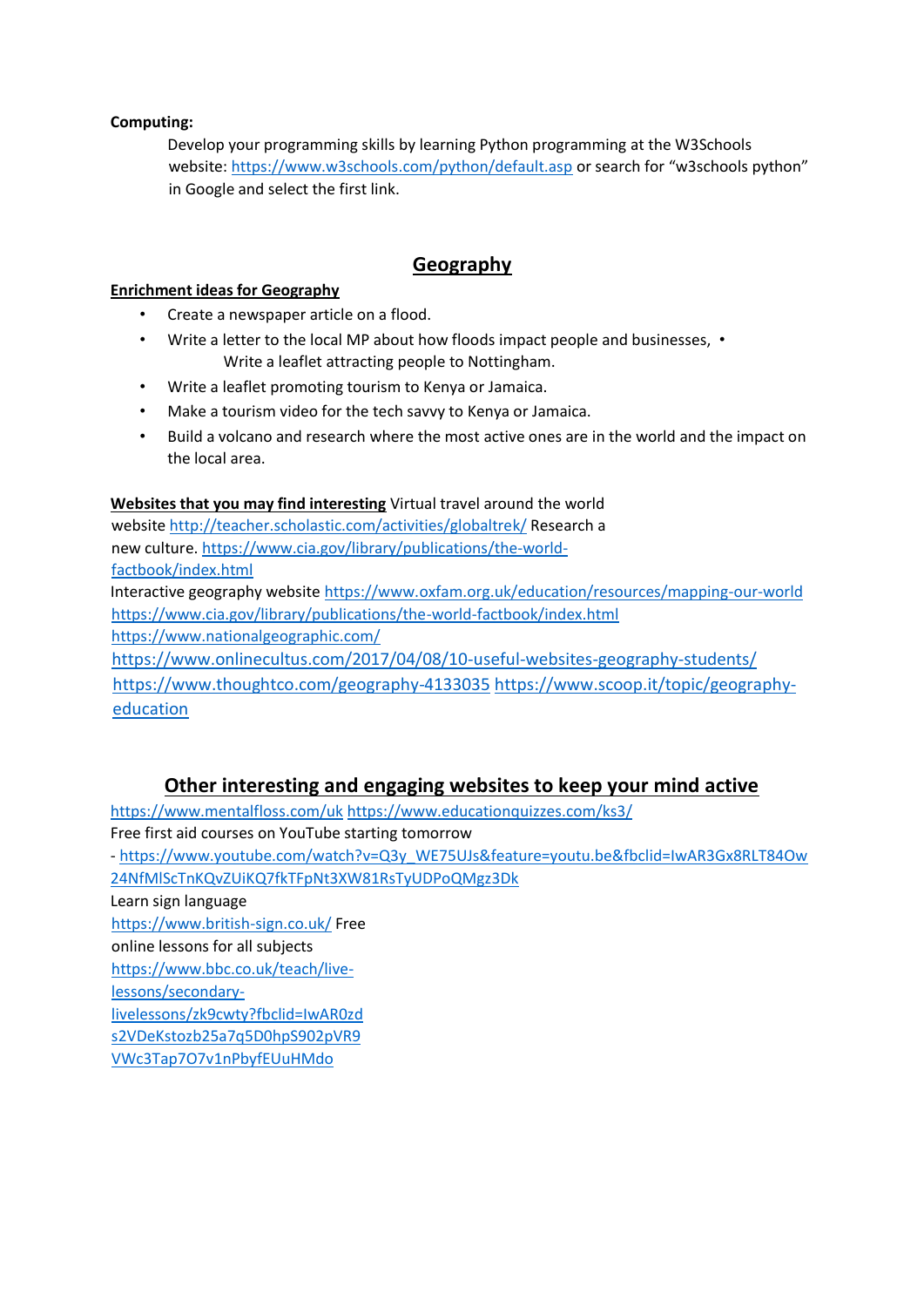**Computing:**

Develop your programming skills by learning Python programming at the W3Schools website: https://www.w3schools.com/python/default.asp or search for "w3schools python" in Google and select the first link.

## Geography

**Enrichment ideas for Geography**

- Create a newspaper article on a flood.
- Write a letter to the local MP about how floods impact people and businesses, • Write a leaflet attracting people to Nottingham.
- Write a leaflet promoting tourism to Kenya or Jamaica.
- Make a tourism video for the tech savvy to Kenya or Jamaica.
- Build a volcano and research where the most active ones are in the world and the impact on the local area.

**Websites that you may find interesting** Virtual travel around the world website http://teacher.scholastic.com/activities/globaltrek/ Research a new culture. https://www.cia.gov/library/publications/the-world-factbook/index.html

Interactive geography website https://www.oxfam.org.uk/education/resources/mapping-our-world

https://www.cia.gov/library/publications/the-world-factbook/index.html

https://www.nationalgeographic.com/

https://www.onlinecultus.com/2017/04/08/10-useful-websites-geography-students/

https://www.thoughtco.com/geography-4133035 https://www.scoop.it/topic/geography-education

## Other interesting and engaging websites to keep your mind active

https://www.mentalfloss.com/uk https://www.educationquizzes.com/ks3/

Free first aid courses on YouTube starting tomorrow

- https://www.youtube.com/watch?v=Q3y_WE75UJs&feature=youtu.be&fbclid=IwAR3Gx8RLT84Ow24NfMlScTnKQvZUiKQ7fkTFpNt3XW81RsTyUDPoQMgz3Dk

Learn sign language

https://www.british-sign.co.uk/ Free online lessons for all subjects

https://www.bbc.co.uk/teach/live-lessons/secondary-livelessons/zk9cwty?fbclid=IwAR0zds2VDeKstozb25a7q5D0hpS902pVR9VWc3Tap7O7v1nPbyfEUuHMdo